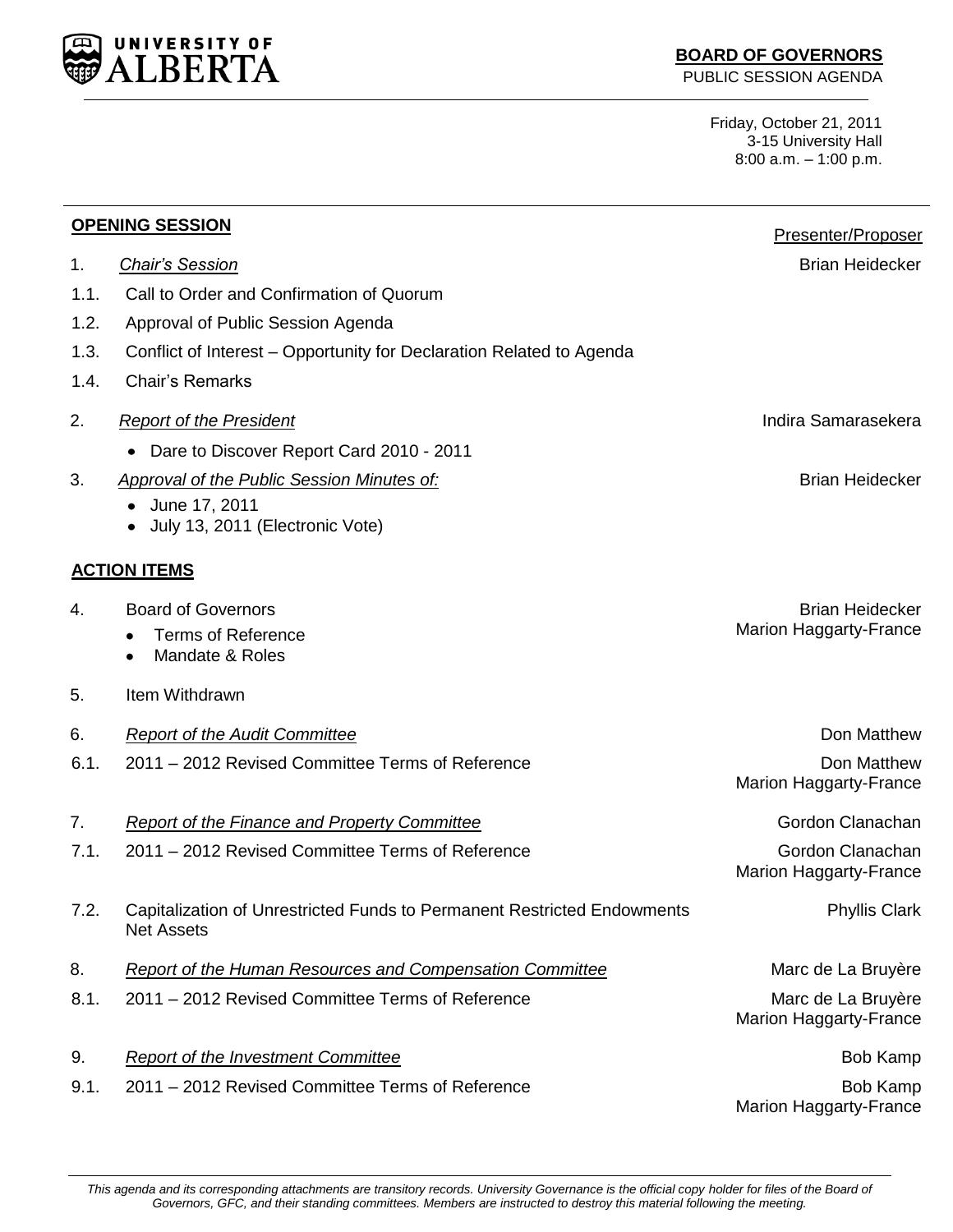**UNIVERSITY OF ALBERTA**

**BOARD OF GOVERNORS**
PUBLIC SESSION AGENDA

Friday, October 21, 2011
3-15 University Hall
8:00 a.m. – 1:00 p.m.

| | | Presenter/Proposer |
|---|---|---|
| **OPENING SESSION** | | |
| 1. | *Chair's Session* | Brian Heidecker |
| 1.1. | Call to Order and Confirmation of Quorum | |
| 1.2. | Approval of Public Session Agenda | |
| 1.3. | Conflict of Interest – Opportunity for Declaration Related to Agenda | |
| 1.4. | Chair's Remarks | |
| 2. | *Report of the President*<br>• Dare to Discover Report Card 2010 - 2011 | Indira Samarasekera |
| 3. | *Approval of the Public Session Minutes of:*<br>• June 17, 2011<br>• July 13, 2011 (Electronic Vote) | Brian Heidecker |
| **ACTION ITEMS** | | |
| 4. | Board of Governors<br>• Terms of Reference<br>• Mandate & Roles | Brian Heidecker<br>Marion Haggarty-France |
| 5. | Item Withdrawn | |
| 6. | *Report of the Audit Committee* | Don Matthew |
| 6.1. | 2011 – 2012 Revised Committee Terms of Reference | Don Matthew<br>Marion Haggarty-France |
| 7. | *Report of the Finance and Property Committee* | Gordon Clanachan |
| 7.1. | 2011 – 2012 Revised Committee Terms of Reference | Gordon Clanachan<br>Marion Haggarty-France |
| 7.2. | Capitalization of Unrestricted Funds to Permanent Restricted Endowments Net Assets | Phyllis Clark |
| 8. | *Report of the Human Resources and Compensation Committee* | Marc de La Bruyère |
| 8.1. | 2011 – 2012 Revised Committee Terms of Reference | Marc de La Bruyère<br>Marion Haggarty-France |
| 9. | *Report of the Investment Committee* | Bob Kamp |
| 9.1. | 2011 – 2012 Revised Committee Terms of Reference | Bob Kamp<br>Marion Haggarty-France |

*This agenda and its corresponding attachments are transitory records. University Governance is the official copy holder for files of the Board of Governors, GFC, and their standing committees. Members are instructed to destroy this material following the meeting.*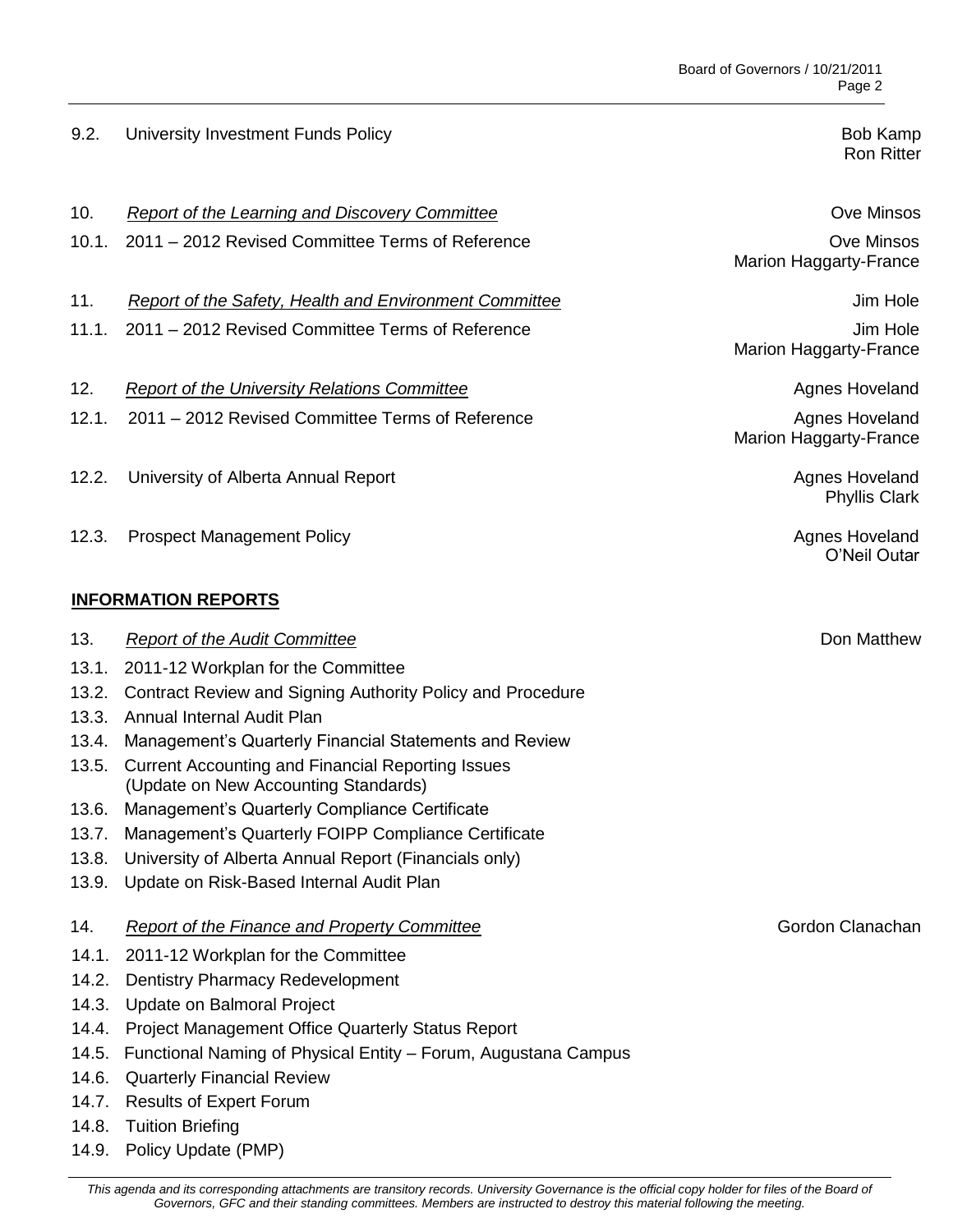9.2. University Investment Funds Policy — Bob Kamp, Ron Ritter

10. *Report of the Learning and Discovery Committee* — Ove Minsos

10.1. 2011 – 2012 Revised Committee Terms of Reference — Ove Minsos, Marion Haggarty-France

11. *Report of the Safety, Health and Environment Committee* — Jim Hole

11.1. 2011 – 2012 Revised Committee Terms of Reference — Jim Hole, Marion Haggarty-France

12. *Report of the University Relations Committee* — Agnes Hoveland

12.1. 2011 – 2012 Revised Committee Terms of Reference — Agnes Hoveland, Marion Haggarty-France

12.2. University of Alberta Annual Report — Agnes Hoveland, Phyllis Clark

12.3. Prospect Management Policy — Agnes Hoveland, O'Neil Outar

**INFORMATION REPORTS**

13. *Report of the Audit Committee* — Don Matthew

13.1. 2011-12 Workplan for the Committee
13.2. Contract Review and Signing Authority Policy and Procedure
13.3. Annual Internal Audit Plan
13.4. Management's Quarterly Financial Statements and Review
13.5. Current Accounting and Financial Reporting Issues (Update on New Accounting Standards)
13.6. Management's Quarterly Compliance Certificate
13.7. Management's Quarterly FOIPP Compliance Certificate
13.8. University of Alberta Annual Report (Financials only)
13.9. Update on Risk-Based Internal Audit Plan

14. *Report of the Finance and Property Committee* — Gordon Clanachan

14.1. 2011-12 Workplan for the Committee
14.2. Dentistry Pharmacy Redevelopment
14.3. Update on Balmoral Project
14.4. Project Management Office Quarterly Status Report
14.5. Functional Naming of Physical Entity – Forum, Augustana Campus
14.6. Quarterly Financial Review
14.7. Results of Expert Forum
14.8. Tuition Briefing
14.9. Policy Update (PMP)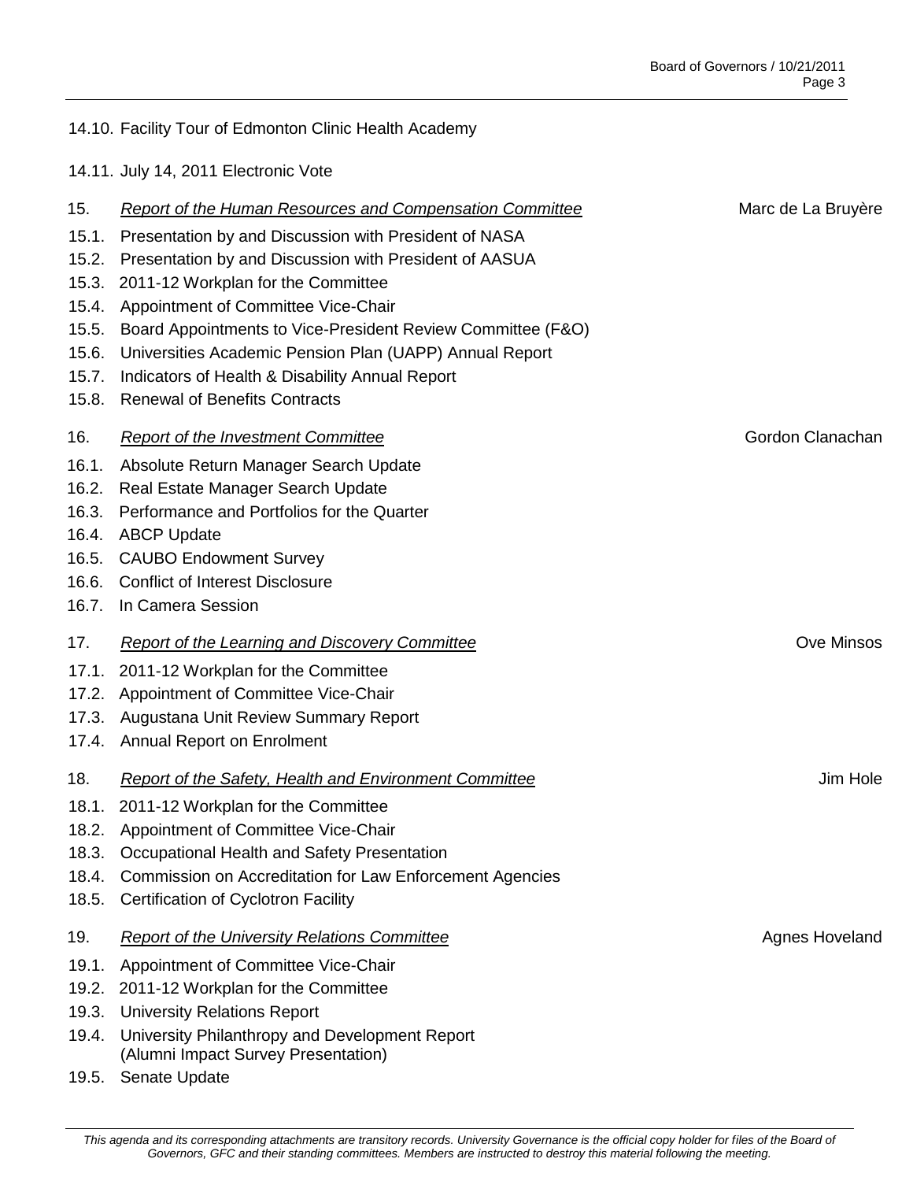14.10. Facility Tour of Edmonton Clinic Health Academy

14.11. July 14, 2011 Electronic Vote

15. *Report of the Human Resources and Compensation Committee* — Marc de La Bruyère

15.1. Presentation by and Discussion with President of NASA
15.2. Presentation by and Discussion with President of AASUA
15.3. 2011-12 Workplan for the Committee
15.4. Appointment of Committee Vice-Chair
15.5. Board Appointments to Vice-President Review Committee (F&O)
15.6. Universities Academic Pension Plan (UAPP) Annual Report
15.7. Indicators of Health & Disability Annual Report
15.8. Renewal of Benefits Contracts

16. *Report of the Investment Committee* — Gordon Clanachan

16.1. Absolute Return Manager Search Update
16.2. Real Estate Manager Search Update
16.3. Performance and Portfolios for the Quarter
16.4. ABCP Update
16.5. CAUBO Endowment Survey
16.6. Conflict of Interest Disclosure
16.7. In Camera Session

17. *Report of the Learning and Discovery Committee* — Ove Minsos

17.1. 2011-12 Workplan for the Committee
17.2. Appointment of Committee Vice-Chair
17.3. Augustana Unit Review Summary Report
17.4. Annual Report on Enrolment

18. *Report of the Safety, Health and Environment Committee* — Jim Hole

18.1. 2011-12 Workplan for the Committee
18.2. Appointment of Committee Vice-Chair
18.3. Occupational Health and Safety Presentation
18.4. Commission on Accreditation for Law Enforcement Agencies
18.5. Certification of Cyclotron Facility

19. *Report of the University Relations Committee* — Agnes Hoveland

19.1. Appointment of Committee Vice-Chair
19.2. 2011-12 Workplan for the Committee
19.3. University Relations Report
19.4. University Philanthropy and Development Report (Alumni Impact Survey Presentation)
19.5. Senate Update

*This agenda and its corresponding attachments are transitory records. University Governance is the official copy holder for files of the Board of Governors, GFC and their standing committees. Members are instructed to destroy this material following the meeting.*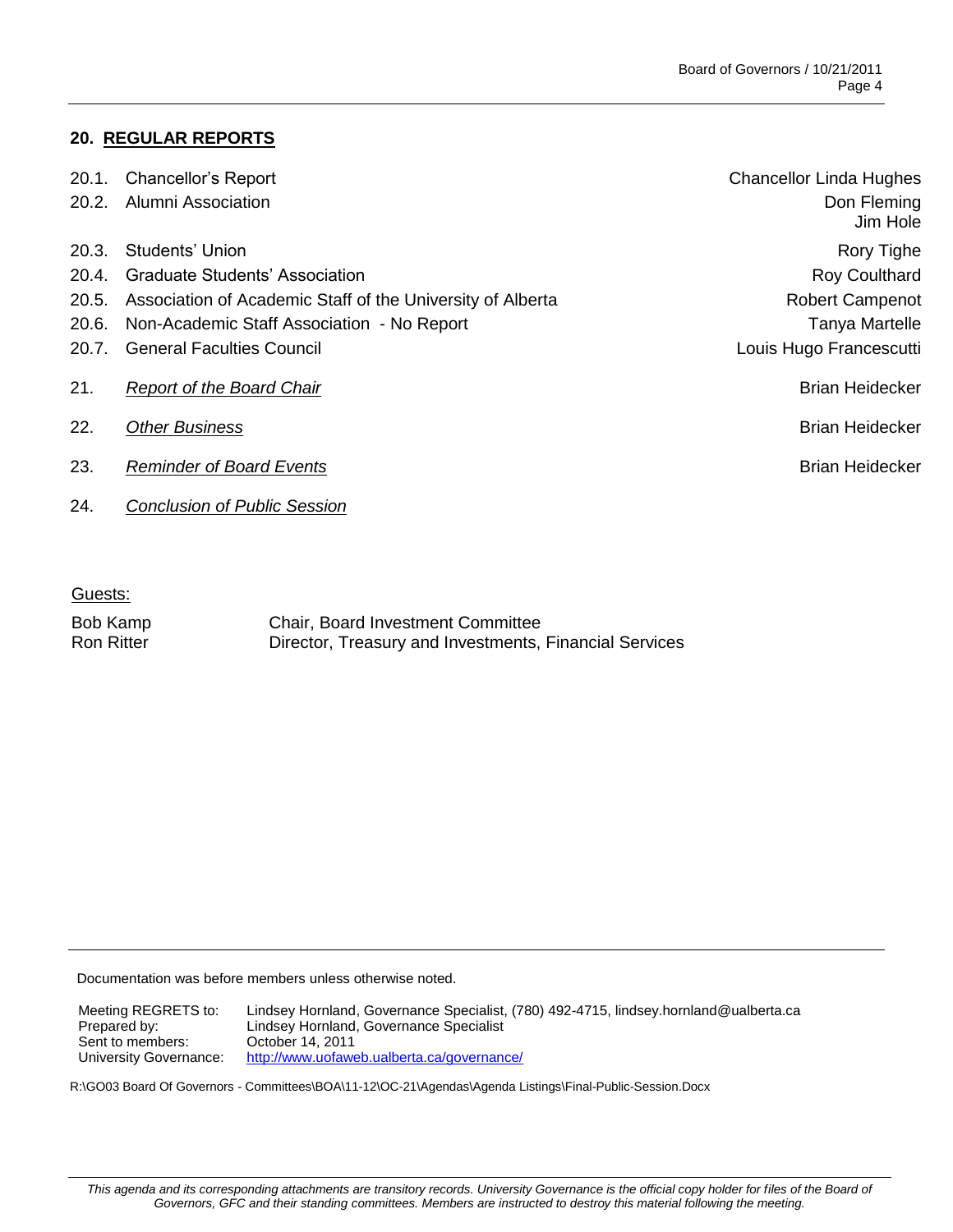## 20. REGULAR REPORTS

| | | |
|---|---|---|
| 20.1. | Chancellor's Report | Chancellor Linda Hughes |
| 20.2. | Alumni Association | Don Fleming<br>Jim Hole |
| 20.3. | Students' Union | Rory Tighe |
| 20.4. | Graduate Students' Association | Roy Coulthard |
| 20.5. | Association of Academic Staff of the University of Alberta | Robert Campenot |
| 20.6. | Non-Academic Staff Association - No Report | Tanya Martelle |
| 20.7. | General Faculties Council | Louis Hugo Francescutti |
| 21. | *Report of the Board Chair* | Brian Heidecker |
| 22. | *Other Business* | Brian Heidecker |
| 23. | *Reminder of Board Events* | Brian Heidecker |
| 24. | *Conclusion of Public Session* | |

Guests:

| | |
|---|---|
| Bob Kamp | Chair, Board Investment Committee |
| Ron Ritter | Director, Treasury and Investments, Financial Services |

Documentation was before members unless otherwise noted.

| | |
|---|---|
| Meeting REGRETS to: | Lindsey Hornland, Governance Specialist, (780) 492-4715, lindsey.hornland@ualberta.ca |
| Prepared by: | Lindsey Hornland, Governance Specialist |
| Sent to members: | October 14, 2011 |
| University Governance: | http://www.uofaweb.ualberta.ca/governance/ |

R:\GO03 Board Of Governors - Committees\BOA\11-12\OC-21\Agendas\Agenda Listings\Final-Public-Session.Docx

*This agenda and its corresponding attachments are transitory records. University Governance is the official copy holder for files of the Board of Governors, GFC and their standing committees. Members are instructed to destroy this material following the meeting.*